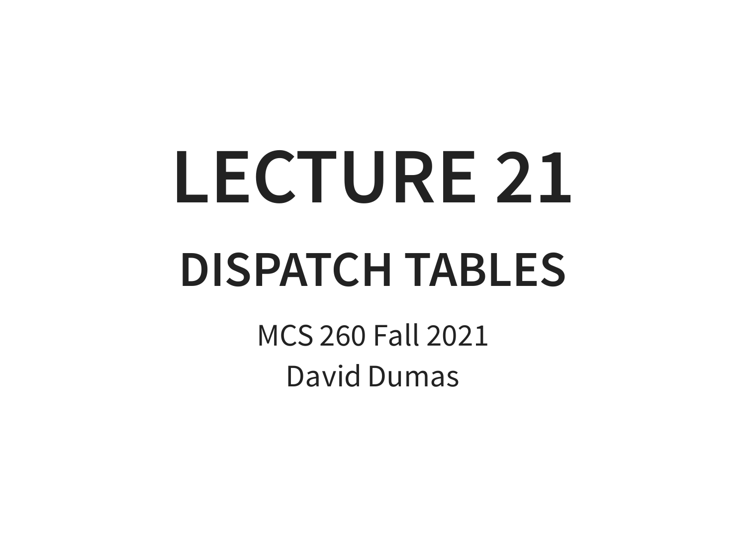# LECTURE 21

## DISPATCH TABLES

MCS 260 Fall 2021

David Dumas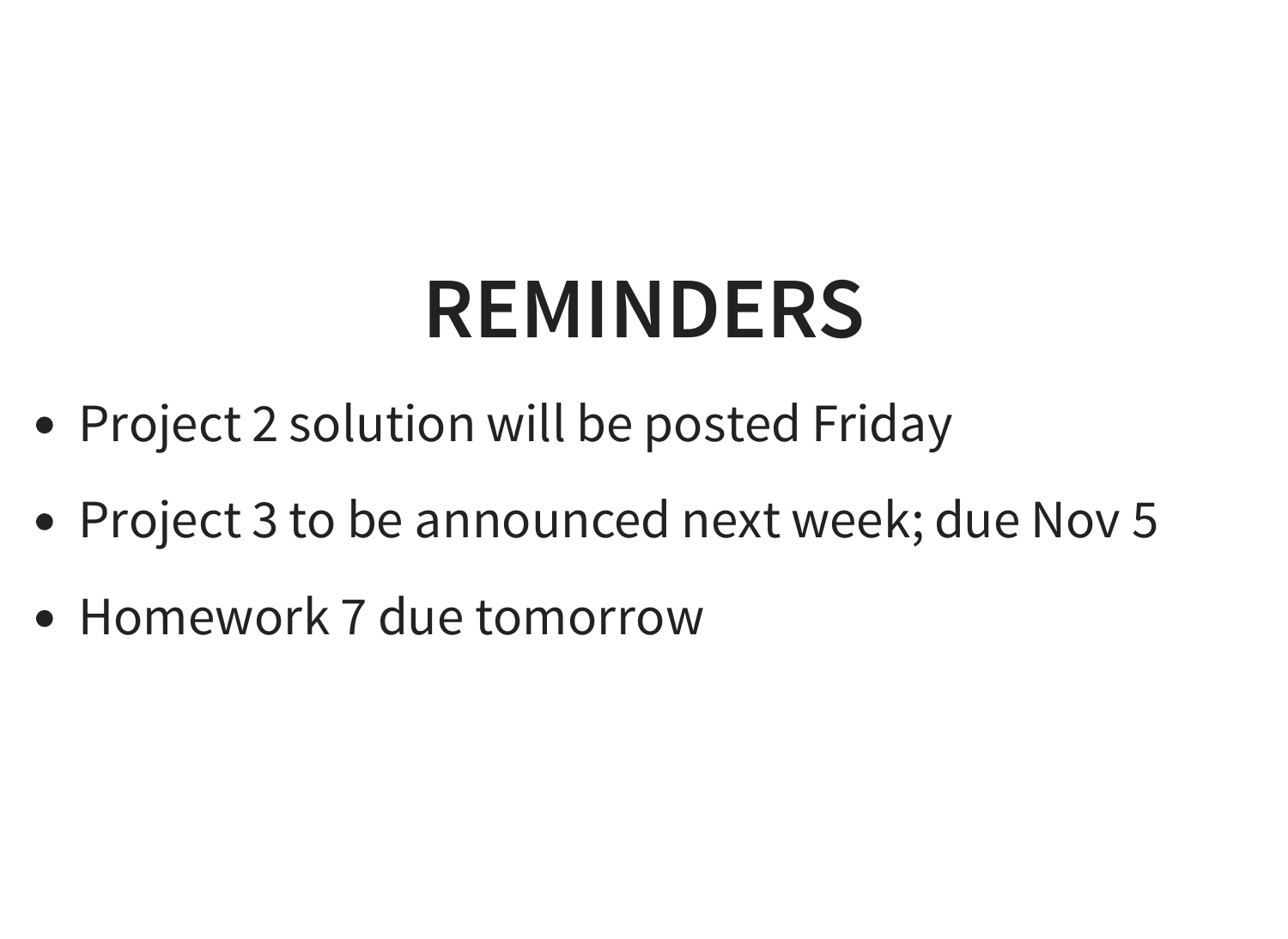# REMINDERS

- Project 2 solution will be posted Friday
- Project 3 to be announced next week; due Nov 5
- Homework 7 due tomorrow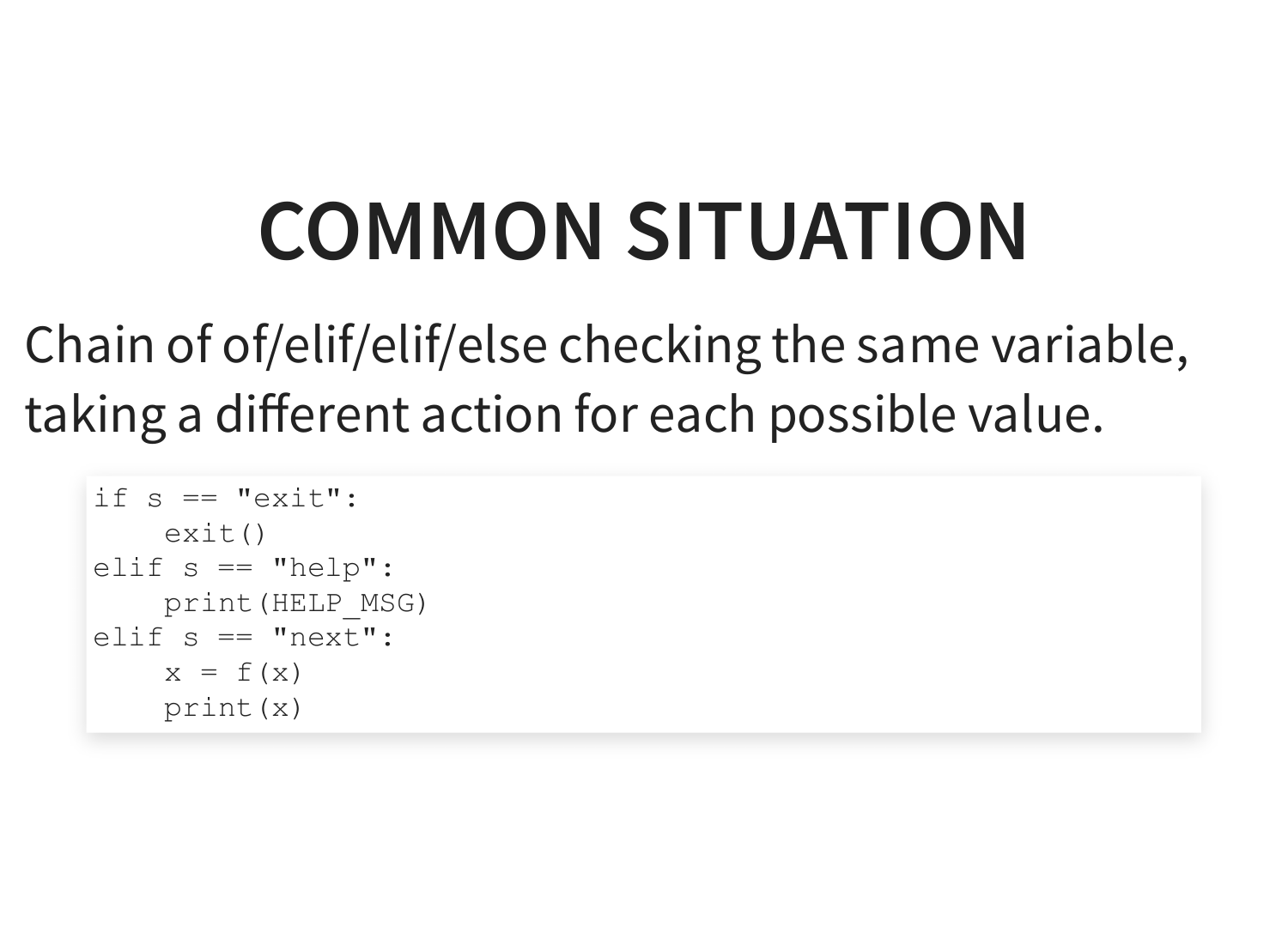# COMMON SITUATION

Chain of of/elif/elif/else checking the same variable, taking a different action for each possible value.

```
if s == "exit":
    exit()
elif s == "help":
    print(HELP_MSG)
elif s == "next":
    x = f(x)
    print(x)
```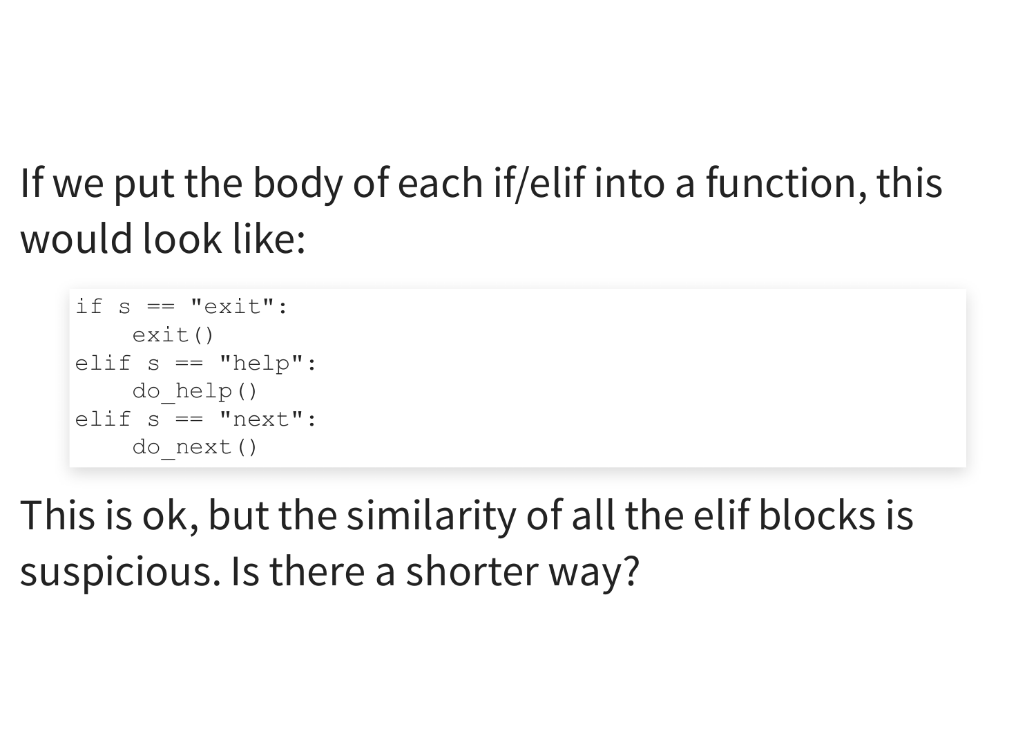If we put the body of each if/elif into a function, this would look like:

```
if s == "exit":
    exit()
elif s == "help":
    do_help()
elif s == "next":
    do_next()
```

This is ok, but the similarity of all the elif blocks is suspicious. Is there a shorter way?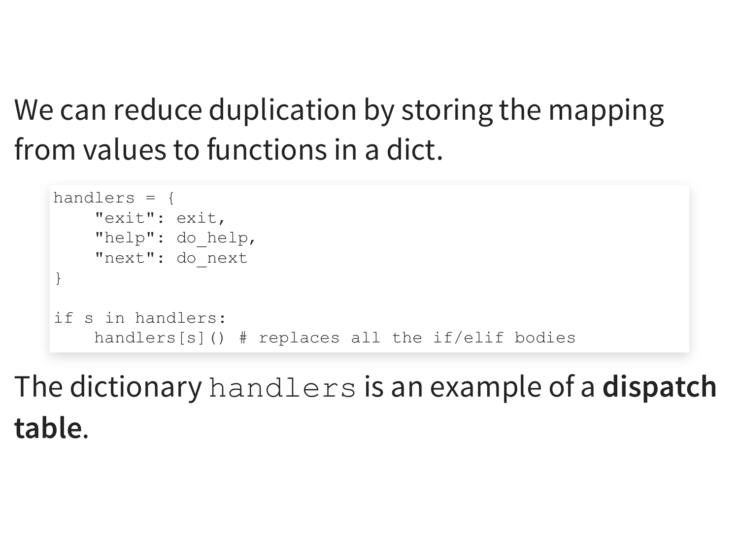We can reduce duplication by storing the mapping from values to functions in a dict.

```
handlers = {
    "exit": exit,
    "help": do_help,
    "next": do_next
}

if s in handlers:
    handlers[s]() # replaces all the if/elif bodies
```

The dictionary `handlers` is an example of a **dispatch table**.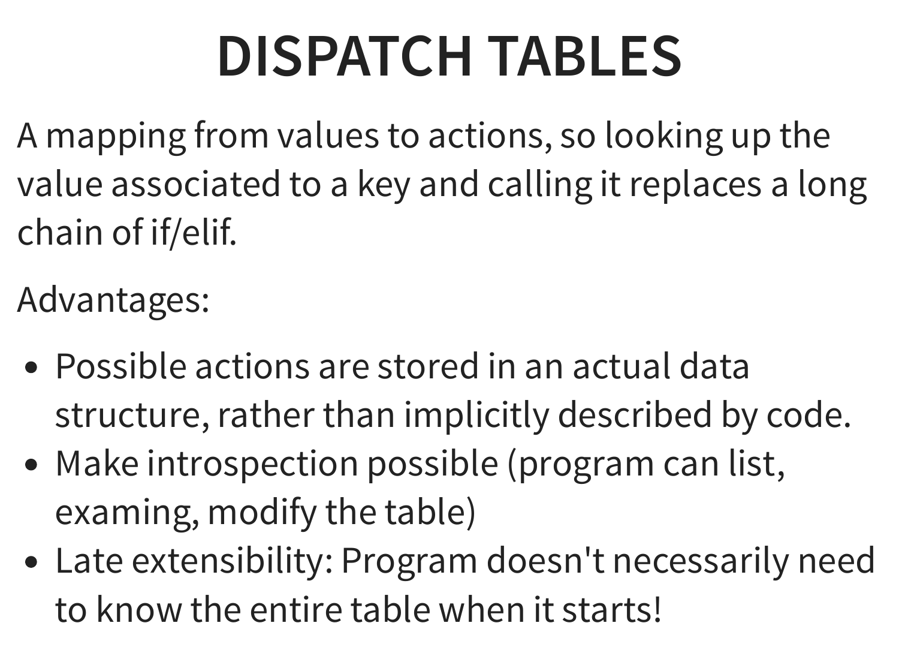# DISPATCH TABLES

A mapping from values to actions, so looking up the value associated to a key and calling it replaces a long chain of if/elif.

Advantages:

- Possible actions are stored in an actual data structure, rather than implicitly described by code.
- Make introspection possible (program can list, examing, modify the table)
- Late extensibility: Program doesn't necessarily need to know the entire table when it starts!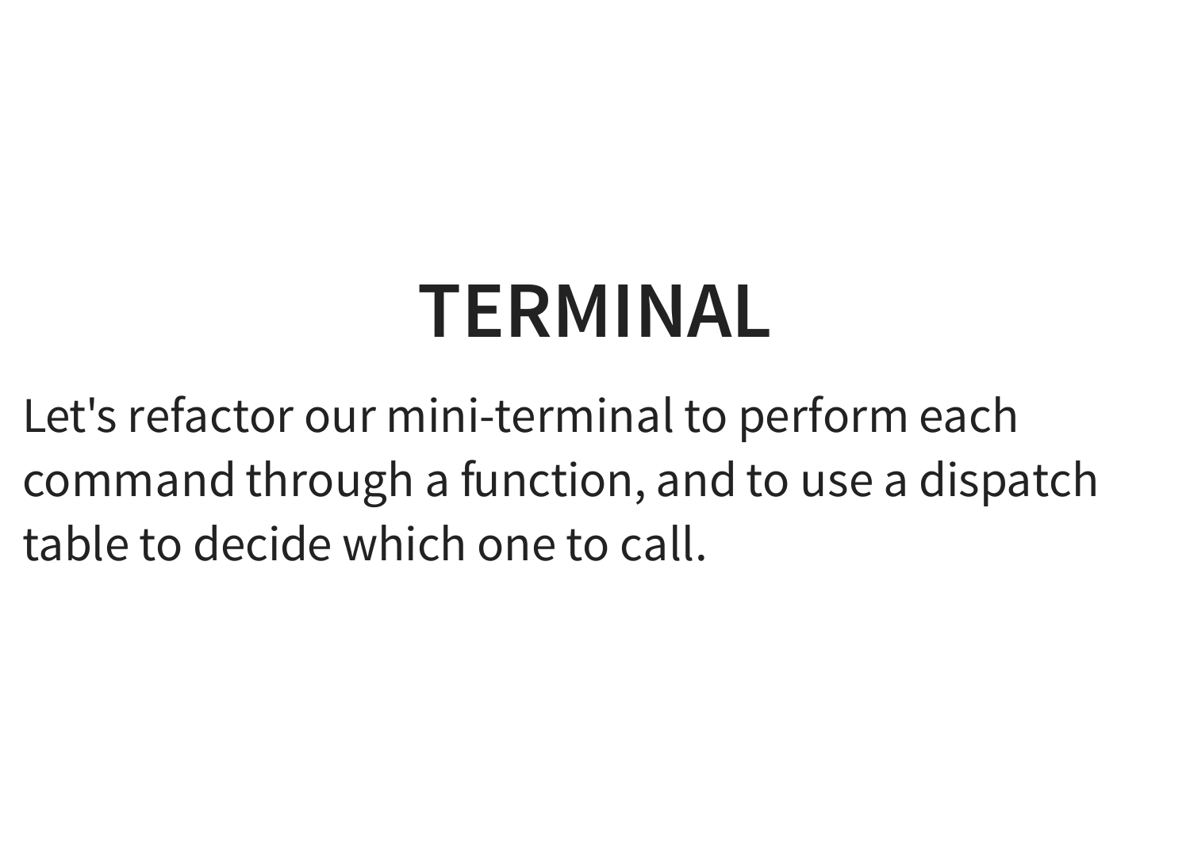# TERMINAL

Let's refactor our mini-terminal to perform each command through a function, and to use a dispatch table to decide which one to call.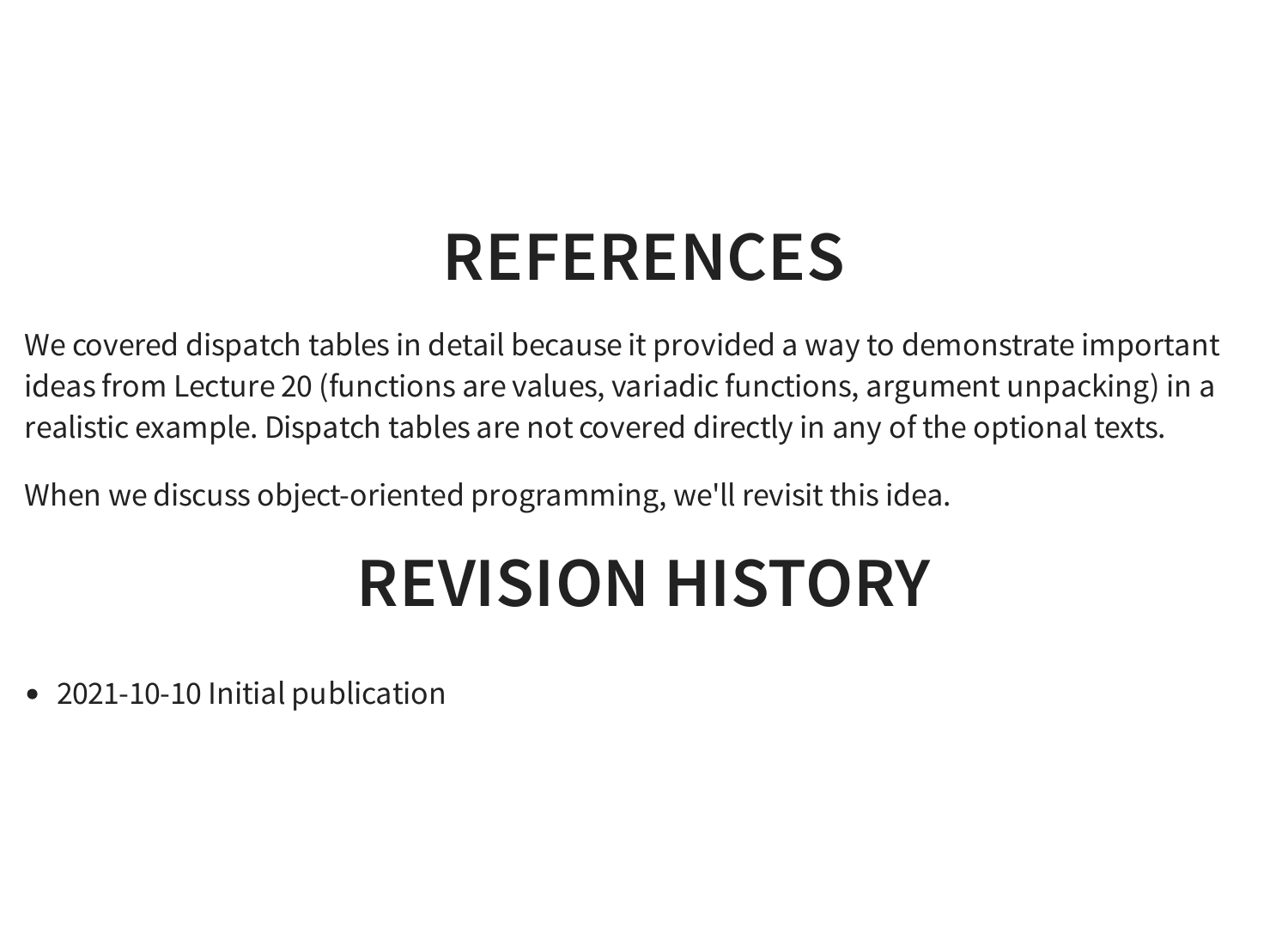# REFERENCES

We covered dispatch tables in detail because it provided a way to demonstrate important ideas from Lecture 20 (functions are values, variadic functions, argument unpacking) in a realistic example. Dispatch tables are not covered directly in any of the optional texts.

When we discuss object-oriented programming, we'll revisit this idea.

# REVISION HISTORY

- 2021-10-10 Initial publication